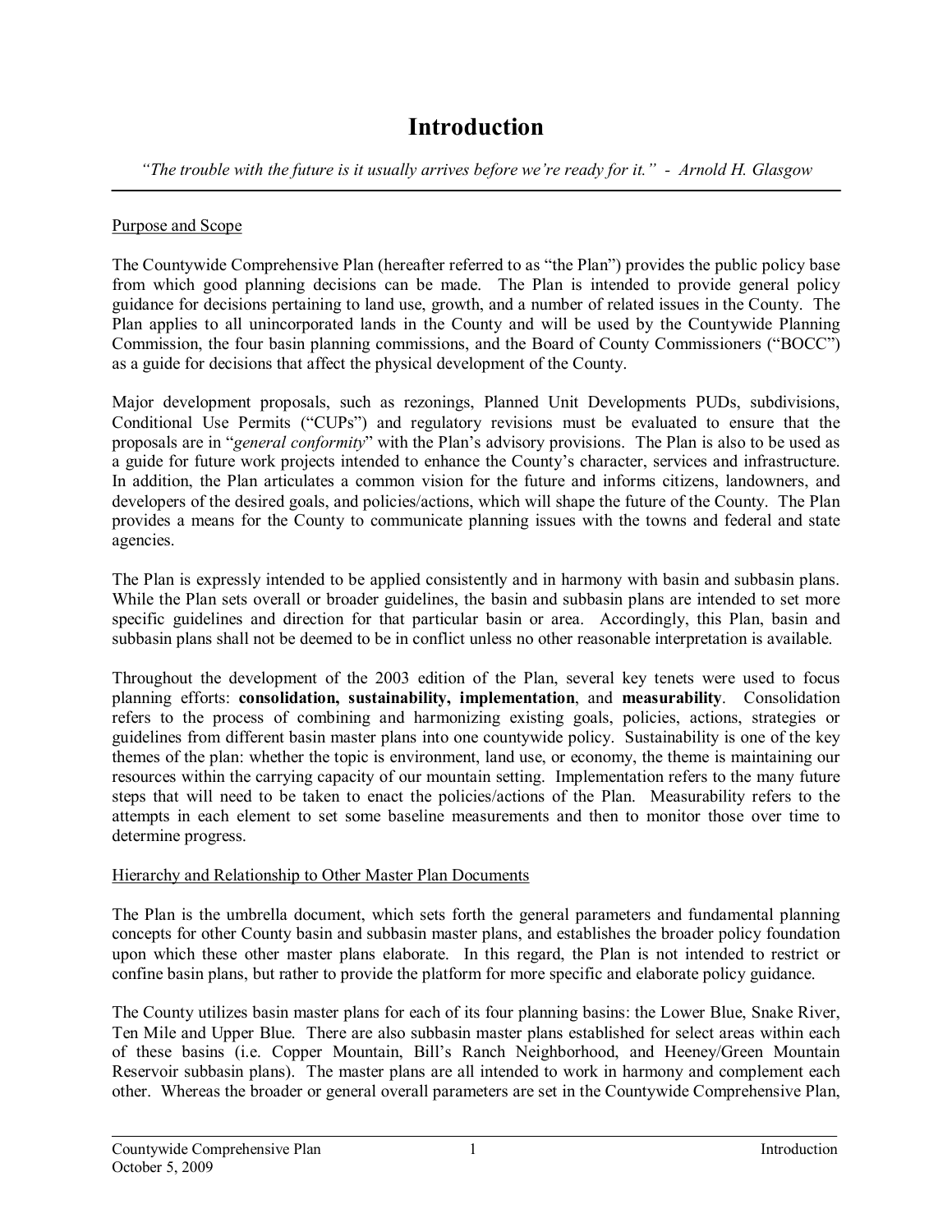# Introduction

*"The trouble with the future is it usually arrives before we're ready for it." - Arnold H. Glasgow*

---

Purpose and Scope

The Countywide Comprehensive Plan (hereafter referred to as "the Plan") provides the public policy base from which good planning decisions can be made. The Plan is intended to provide general policy guidance for decisions pertaining to land use, growth, and a number of related issues in the County. The Plan applies to all unincorporated lands in the County and will be used by the Countywide Planning Commission, the four basin planning commissions, and the Board of County Commissioners ("BOCC") as a guide for decisions that affect the physical development of the County.

Major development proposals, such as rezonings, Planned Unit Developments PUDs, subdivisions, Conditional Use Permits ("CUPs") and regulatory revisions must be evaluated to ensure that the proposals are in "*general conformity*" with the Plan's advisory provisions. The Plan is also to be used as a guide for future work projects intended to enhance the County's character, services and infrastructure. In addition, the Plan articulates a common vision for the future and informs citizens, landowners, and developers of the desired goals, and policies/actions, which will shape the future of the County. The Plan provides a means for the County to communicate planning issues with the towns and federal and state agencies.

The Plan is expressly intended to be applied consistently and in harmony with basin and subbasin plans. While the Plan sets overall or broader guidelines, the basin and subbasin plans are intended to set more specific guidelines and direction for that particular basin or area. Accordingly, this Plan, basin and subbasin plans shall not be deemed to be in conflict unless no other reasonable interpretation is available.

Throughout the development of the 2003 edition of the Plan, several key tenets were used to focus planning efforts: **consolidation, sustainability, implementation**, and **measurability**. Consolidation refers to the process of combining and harmonizing existing goals, policies, actions, strategies or guidelines from different basin master plans into one countywide policy. Sustainability is one of the key themes of the plan: whether the topic is environment, land use, or economy, the theme is maintaining our resources within the carrying capacity of our mountain setting. Implementation refers to the many future steps that will need to be taken to enact the policies/actions of the Plan. Measurability refers to the attempts in each element to set some baseline measurements and then to monitor those over time to determine progress.

Hierarchy and Relationship to Other Master Plan Documents

The Plan is the umbrella document, which sets forth the general parameters and fundamental planning concepts for other County basin and subbasin master plans, and establishes the broader policy foundation upon which these other master plans elaborate. In this regard, the Plan is not intended to restrict or confine basin plans, but rather to provide the platform for more specific and elaborate policy guidance.

The County utilizes basin master plans for each of its four planning basins: the Lower Blue, Snake River, Ten Mile and Upper Blue. There are also subbasin master plans established for select areas within each of these basins (i.e. Copper Mountain, Bill's Ranch Neighborhood, and Heeney/Green Mountain Reservoir subbasin plans). The master plans are all intended to work in harmony and complement each other. Whereas the broader or general overall parameters are set in the Countywide Comprehensive Plan,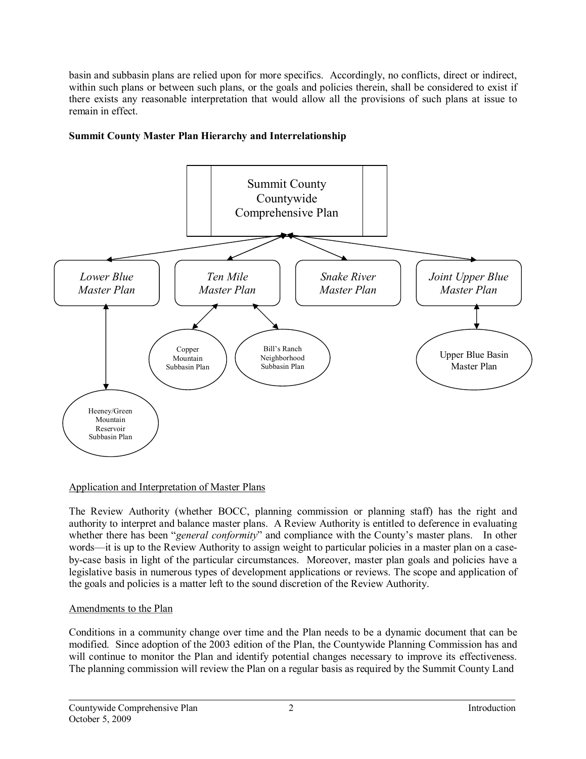basin and subbasin plans are relied upon for more specifics. Accordingly, no conflicts, direct or indirect, within such plans or between such plans, or the goals and policies therein, shall be considered to exist if there exists any reasonable interpretation that would allow all the provisions of such plans at issue to remain in effect.

**Summit County Master Plan Hierarchy and Interrelationship**

Summit County Countywide Comprehensive Plan

*Lower Blue Master Plan*

*Ten Mile Master Plan*

*Snake River Master Plan*

*Joint Upper Blue Master Plan*

Copper Mountain Subbasin Plan

Bill's Ranch Neighborhood Subbasin Plan

Upper Blue Basin Master Plan

Heeney/Green Mountain Reservoir Subbasin Plan

Application and Interpretation of Master Plans

The Review Authority (whether BOCC, planning commission or planning staff) has the right and authority to interpret and balance master plans. A Review Authority is entitled to deference in evaluating whether there has been "*general conformity*" and compliance with the County's master plans. In other words—it is up to the Review Authority to assign weight to particular policies in a master plan on a case-by-case basis in light of the particular circumstances. Moreover, master plan goals and policies have a legislative basis in numerous types of development applications or reviews. The scope and application of the goals and policies is a matter left to the sound discretion of the Review Authority.

Amendments to the Plan

Conditions in a community change over time and the Plan needs to be a dynamic document that can be modified. Since adoption of the 2003 edition of the Plan, the Countywide Planning Commission has and will continue to monitor the Plan and identify potential changes necessary to improve its effectiveness. The planning commission will review the Plan on a regular basis as required by the Summit County Land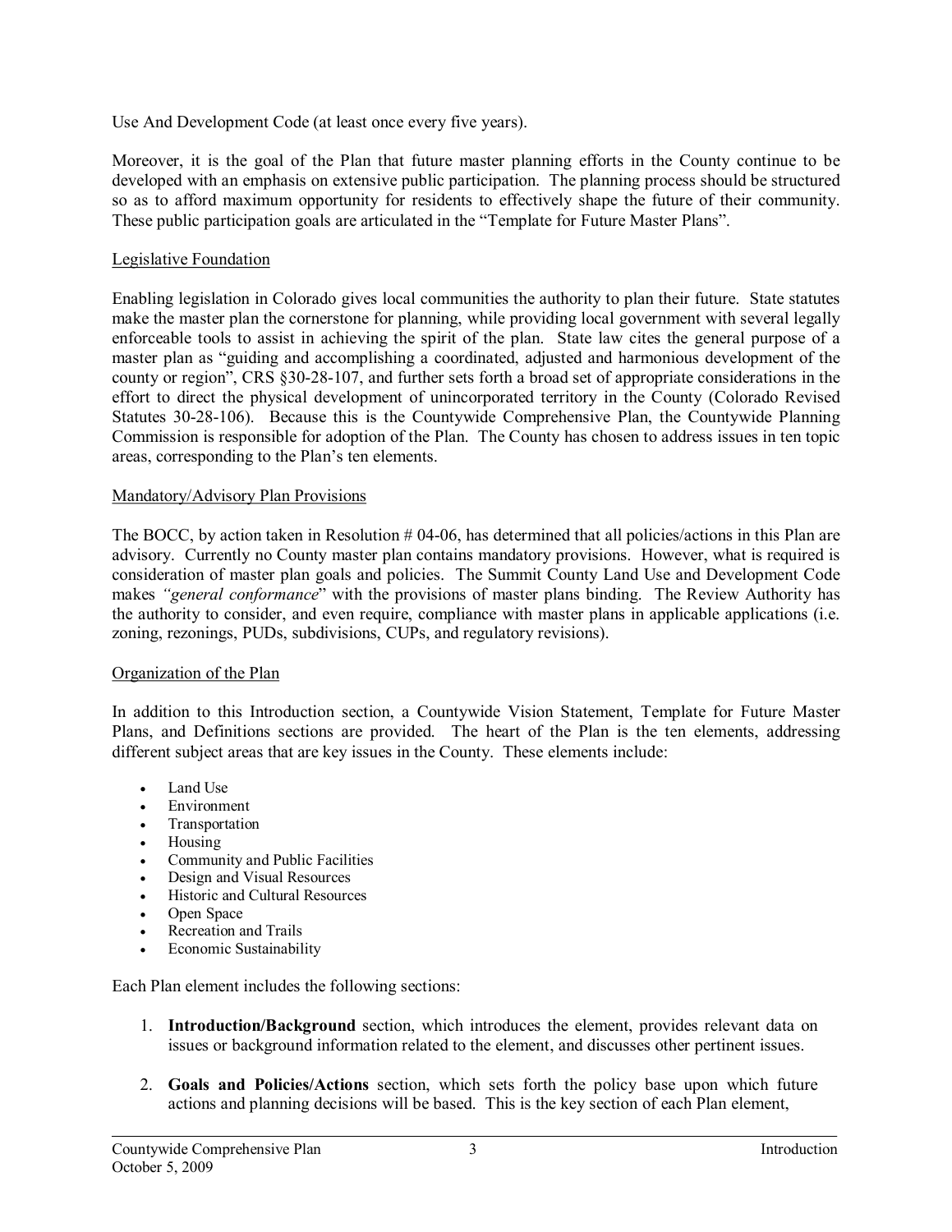Use And Development Code (at least once every five years).

Moreover, it is the goal of the Plan that future master planning efforts in the County continue to be developed with an emphasis on extensive public participation. The planning process should be structured so as to afford maximum opportunity for residents to effectively shape the future of their community. These public participation goals are articulated in the "Template for Future Master Plans".

<u>Legislative Foundation</u>

Enabling legislation in Colorado gives local communities the authority to plan their future. State statutes make the master plan the cornerstone for planning, while providing local government with several legally enforceable tools to assist in achieving the spirit of the plan. State law cites the general purpose of a master plan as "guiding and accomplishing a coordinated, adjusted and harmonious development of the county or region", CRS §30-28-107, and further sets forth a broad set of appropriate considerations in the effort to direct the physical development of unincorporated territory in the County (Colorado Revised Statutes 30-28-106). Because this is the Countywide Comprehensive Plan, the Countywide Planning Commission is responsible for adoption of the Plan. The County has chosen to address issues in ten topic areas, corresponding to the Plan's ten elements.

<u>Mandatory/Advisory Plan Provisions</u>

The BOCC, by action taken in Resolution # 04-06, has determined that all policies/actions in this Plan are advisory. Currently no County master plan contains mandatory provisions. However, what is required is consideration of master plan goals and policies. The Summit County Land Use and Development Code makes *"general conformance*" with the provisions of master plans binding. The Review Authority has the authority to consider, and even require, compliance with master plans in applicable applications (i.e. zoning, rezonings, PUDs, subdivisions, CUPs, and regulatory revisions).

<u>Organization of the Plan</u>

In addition to this Introduction section, a Countywide Vision Statement, Template for Future Master Plans, and Definitions sections are provided. The heart of the Plan is the ten elements, addressing different subject areas that are key issues in the County. These elements include:

- Land Use
- Environment
- Transportation
- Housing
- Community and Public Facilities
- Design and Visual Resources
- Historic and Cultural Resources
- Open Space
- Recreation and Trails
- Economic Sustainability

Each Plan element includes the following sections:

1. **Introduction/Background** section, which introduces the element, provides relevant data on issues or background information related to the element, and discusses other pertinent issues.

2. **Goals and Policies/Actions** section, which sets forth the policy base upon which future actions and planning decisions will be based. This is the key section of each Plan element,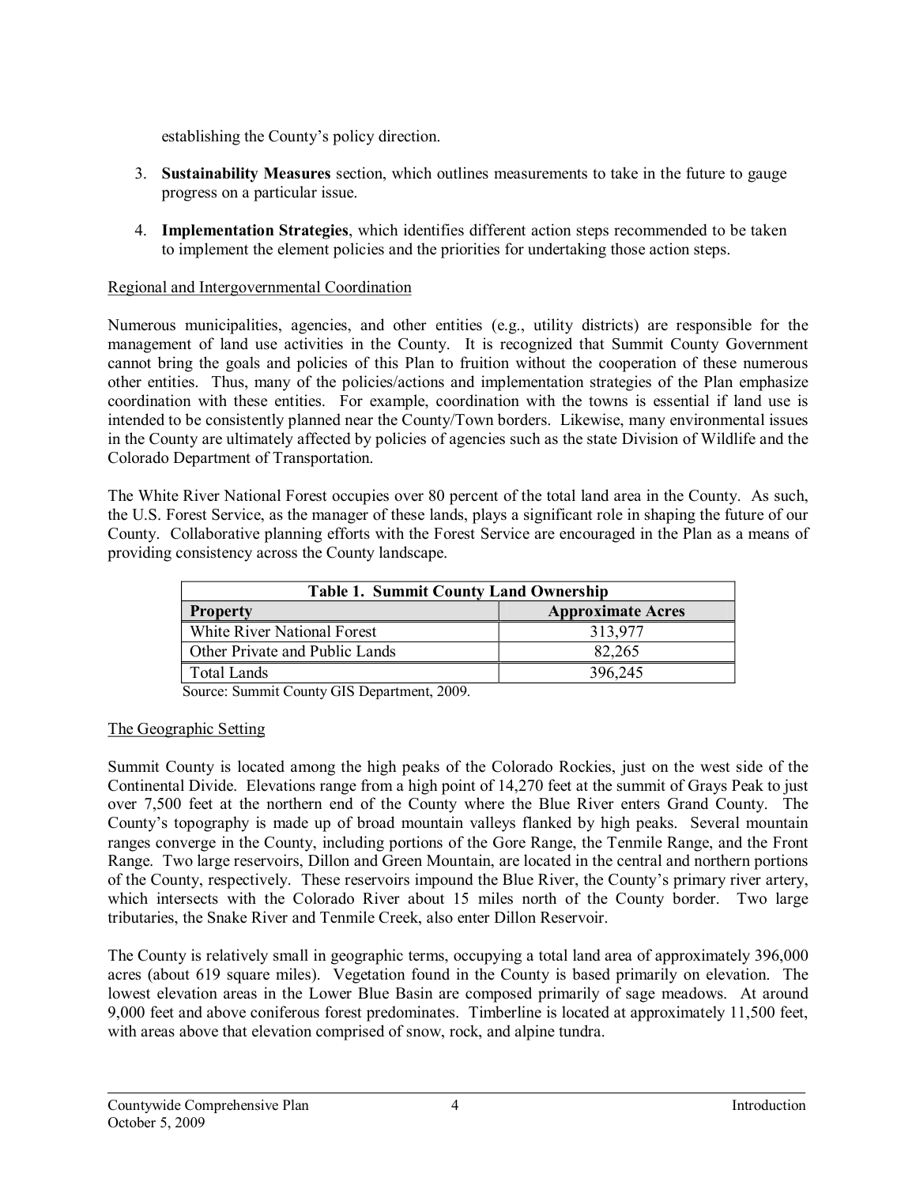establishing the County's policy direction.

3. **Sustainability Measures** section, which outlines measurements to take in the future to gauge progress on a particular issue.

4. **Implementation Strategies**, which identifies different action steps recommended to be taken to implement the element policies and the priorities for undertaking those action steps.

Regional and Intergovernmental Coordination

Numerous municipalities, agencies, and other entities (e.g., utility districts) are responsible for the management of land use activities in the County. It is recognized that Summit County Government cannot bring the goals and policies of this Plan to fruition without the cooperation of these numerous other entities. Thus, many of the policies/actions and implementation strategies of the Plan emphasize coordination with these entities. For example, coordination with the towns is essential if land use is intended to be consistently planned near the County/Town borders. Likewise, many environmental issues in the County are ultimately affected by policies of agencies such as the state Division of Wildlife and the Colorado Department of Transportation.

The White River National Forest occupies over 80 percent of the total land area in the County. As such, the U.S. Forest Service, as the manager of these lands, plays a significant role in shaping the future of our County. Collaborative planning efforts with the Forest Service are encouraged in the Plan as a means of providing consistency across the County landscape.

**Table 1. Summit County Land Ownership**

| Property | Approximate Acres |
|---|---|
| White River National Forest | 313,977 |
| Other Private and Public Lands | 82,265 |
| Total Lands | 396,245 |

Source: Summit County GIS Department, 2009.

The Geographic Setting

Summit County is located among the high peaks of the Colorado Rockies, just on the west side of the Continental Divide. Elevations range from a high point of 14,270 feet at the summit of Grays Peak to just over 7,500 feet at the northern end of the County where the Blue River enters Grand County. The County's topography is made up of broad mountain valleys flanked by high peaks. Several mountain ranges converge in the County, including portions of the Gore Range, the Tenmile Range, and the Front Range. Two large reservoirs, Dillon and Green Mountain, are located in the central and northern portions of the County, respectively. These reservoirs impound the Blue River, the County's primary river artery, which intersects with the Colorado River about 15 miles north of the County border. Two large tributaries, the Snake River and Tenmile Creek, also enter Dillon Reservoir.

The County is relatively small in geographic terms, occupying a total land area of approximately 396,000 acres (about 619 square miles). Vegetation found in the County is based primarily on elevation. The lowest elevation areas in the Lower Blue Basin are composed primarily of sage meadows. At around 9,000 feet and above coniferous forest predominates. Timberline is located at approximately 11,500 feet, with areas above that elevation comprised of snow, rock, and alpine tundra.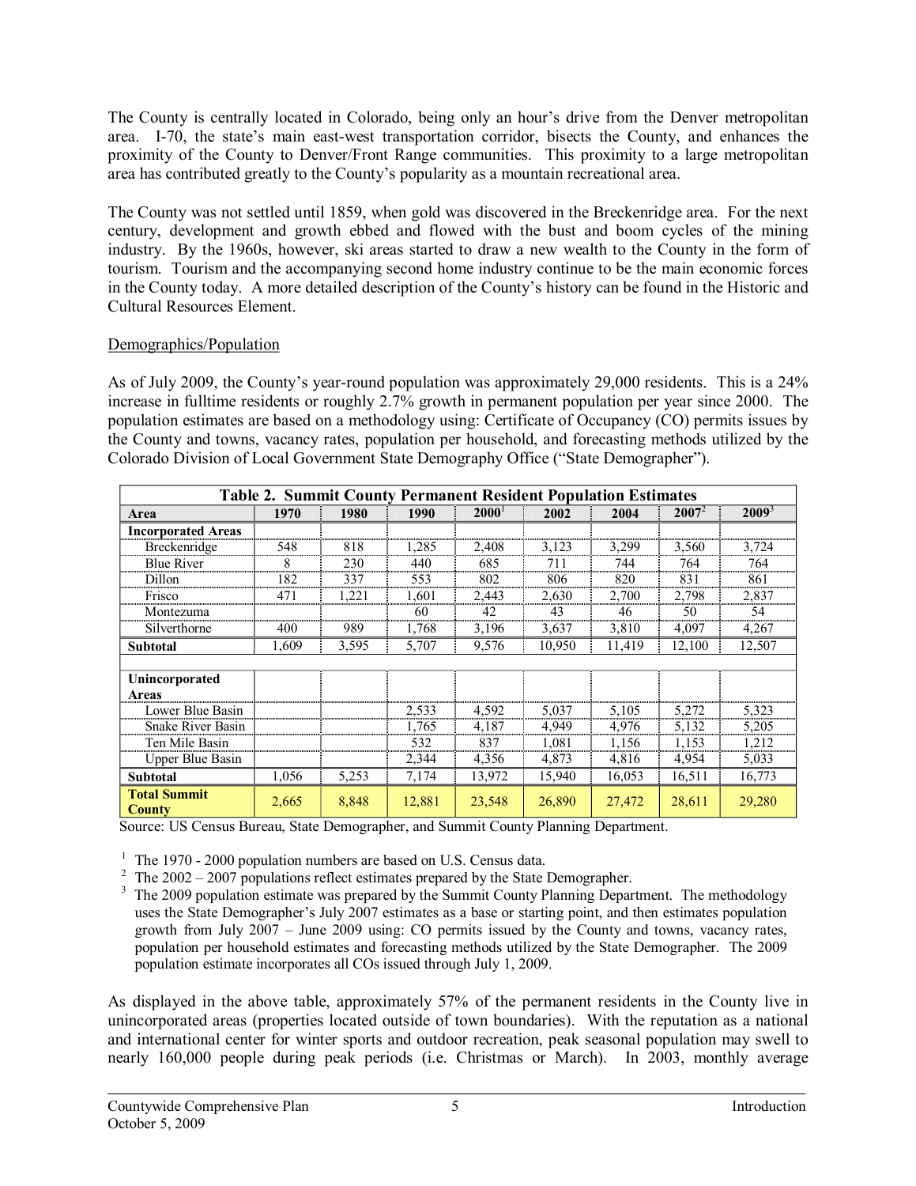The County is centrally located in Colorado, being only an hour's drive from the Denver metropolitan area. I-70, the state's main east-west transportation corridor, bisects the County, and enhances the proximity of the County to Denver/Front Range communities. This proximity to a large metropolitan area has contributed greatly to the County's popularity as a mountain recreational area.

The County was not settled until 1859, when gold was discovered in the Breckenridge area. For the next century, development and growth ebbed and flowed with the bust and boom cycles of the mining industry. By the 1960s, however, ski areas started to draw a new wealth to the County in the form of tourism. Tourism and the accompanying second home industry continue to be the main economic forces in the County today. A more detailed description of the County's history can be found in the Historic and Cultural Resources Element.

<u>Demographics/Population</u>

As of July 2009, the County's year-round population was approximately 29,000 residents. This is a 24% increase in fulltime residents or roughly 2.7% growth in permanent population per year since 2000. The population estimates are based on a methodology using: Certificate of Occupancy (CO) permits issues by the County and towns, vacancy rates, population per household, and forecasting methods utilized by the Colorado Division of Local Government State Demography Office ("State Demographer").

**Table 2. Summit County Permanent Resident Population Estimates**

| Area | 1970 | 1980 | 1990 | 2000[1] | 2002 | 2004 | 2007[2] | 2009[3] |
|---|---|---|---|---|---|---|---|---|
| **Incorporated Areas** | | | | | | | | |
| Breckenridge | 548 | 818 | 1,285 | 2,408 | 3,123 | 3,299 | 3,560 | 3,724 |
| Blue River | 8 | 230 | 440 | 685 | 711 | 744 | 764 | 764 |
| Dillon | 182 | 337 | 553 | 802 | 806 | 820 | 831 | 861 |
| Frisco | 471 | 1,221 | 1,601 | 2,443 | 2,630 | 2,700 | 2,798 | 2,837 |
| Montezuma | | | 60 | 42 | 43 | 46 | 50 | 54 |
| Silverthorne | 400 | 989 | 1,768 | 3,196 | 3,637 | 3,810 | 4,097 | 4,267 |
| **Subtotal** | 1,609 | 3,595 | 5,707 | 9,576 | 10,950 | 11,419 | 12,100 | 12,507 |
| | | | | | | | | |
| **Unincorporated Areas** | | | | | | | | |
| Lower Blue Basin | | | 2,533 | 4,592 | 5,037 | 5,105 | 5,272 | 5,323 |
| Snake River Basin | | | 1,765 | 4,187 | 4,949 | 4,976 | 5,132 | 5,205 |
| Ten Mile Basin | | | 532 | 837 | 1,081 | 1,156 | 1,153 | 1,212 |
| Upper Blue Basin | | | 2,344 | 4,356 | 4,873 | 4,816 | 4,954 | 5,033 |
| **Subtotal** | 1,056 | 5,253 | 7,174 | 13,972 | 15,940 | 16,053 | 16,511 | 16,773 |
| **Total Summit County** | 2,665 | 8,848 | 12,881 | 23,548 | 26,890 | 27,472 | 28,611 | 29,280 |

Source: US Census Bureau, State Demographer, and Summit County Planning Department.

[1] The 1970 - 2000 population numbers are based on U.S. Census data.
[2] The 2002 – 2007 populations reflect estimates prepared by the State Demographer.
[3] The 2009 population estimate was prepared by the Summit County Planning Department. The methodology uses the State Demographer's July 2007 estimates as a base or starting point, and then estimates population growth from July 2007 – June 2009 using: CO permits issued by the County and towns, vacancy rates, population per household estimates and forecasting methods utilized by the State Demographer. The 2009 population estimate incorporates all COs issued through July 1, 2009.

As displayed in the above table, approximately 57% of the permanent residents in the County live in unincorporated areas (properties located outside of town boundaries). With the reputation as a national and international center for winter sports and outdoor recreation, peak seasonal population may swell to nearly 160,000 people during peak periods (i.e. Christmas or March). In 2003, monthly average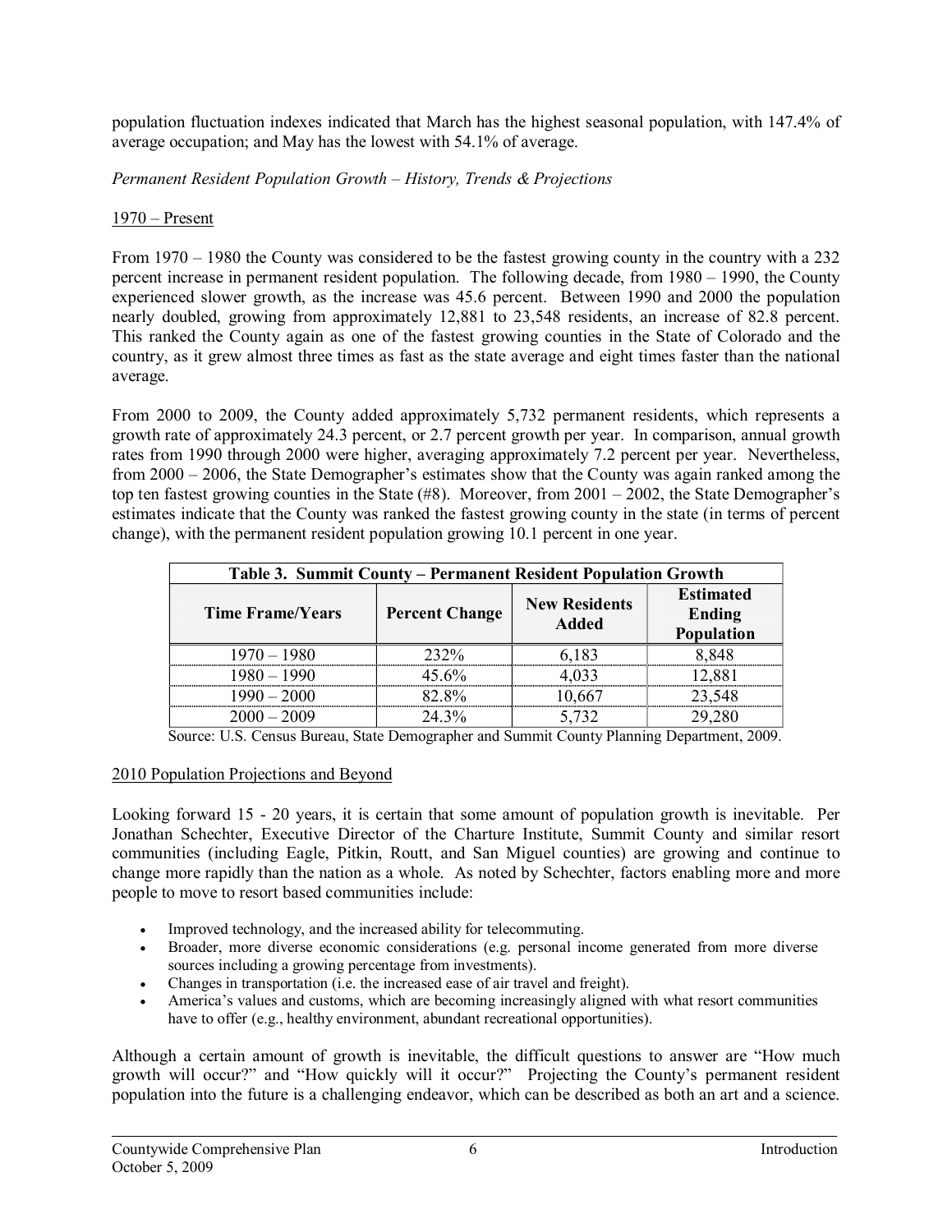population fluctuation indexes indicated that March has the highest seasonal population, with 147.4% of average occupation; and May has the lowest with 54.1% of average.

*Permanent Resident Population Growth – History, Trends & Projections*

<u>1970 – Present</u>

From 1970 – 1980 the County was considered to be the fastest growing county in the country with a 232 percent increase in permanent resident population. The following decade, from 1980 – 1990, the County experienced slower growth, as the increase was 45.6 percent. Between 1990 and 2000 the population nearly doubled, growing from approximately 12,881 to 23,548 residents, an increase of 82.8 percent. This ranked the County again as one of the fastest growing counties in the State of Colorado and the country, as it grew almost three times as fast as the state average and eight times faster than the national average.

From 2000 to 2009, the County added approximately 5,732 permanent residents, which represents a growth rate of approximately 24.3 percent, or 2.7 percent growth per year. In comparison, annual growth rates from 1990 through 2000 were higher, averaging approximately 7.2 percent per year. Nevertheless, from 2000 – 2006, the State Demographer's estimates show that the County was again ranked among the top ten fastest growing counties in the State (#8). Moreover, from 2001 – 2002, the State Demographer's estimates indicate that the County was ranked the fastest growing county in the state (in terms of percent change), with the permanent resident population growing 10.1 percent in one year.

**Table 3. Summit County – Permanent Resident Population Growth**

| Time Frame/Years | Percent Change | New Residents Added | Estimated Ending Population |
|---|---|---|---|
| 1970 – 1980 | 232% | 6,183 | 8,848 |
| 1980 – 1990 | 45.6% | 4,033 | 12,881 |
| 1990 – 2000 | 82.8% | 10,667 | 23,548 |
| 2000 – 2009 | 24.3% | 5,732 | 29,280 |

Source: U.S. Census Bureau, State Demographer and Summit County Planning Department, 2009.

<u>2010 Population Projections and Beyond</u>

Looking forward 15 - 20 years, it is certain that some amount of population growth is inevitable. Per Jonathan Schechter, Executive Director of the Charture Institute, Summit County and similar resort communities (including Eagle, Pitkin, Routt, and San Miguel counties) are growing and continue to change more rapidly than the nation as a whole. As noted by Schechter, factors enabling more and more people to move to resort based communities include:

- Improved technology, and the increased ability for telecommuting.
- Broader, more diverse economic considerations (e.g. personal income generated from more diverse sources including a growing percentage from investments).
- Changes in transportation (i.e. the increased ease of air travel and freight).
- America's values and customs, which are becoming increasingly aligned with what resort communities have to offer (e.g., healthy environment, abundant recreational opportunities).

Although a certain amount of growth is inevitable, the difficult questions to answer are "How much growth will occur?" and "How quickly will it occur?" Projecting the County's permanent resident population into the future is a challenging endeavor, which can be described as both an art and a science.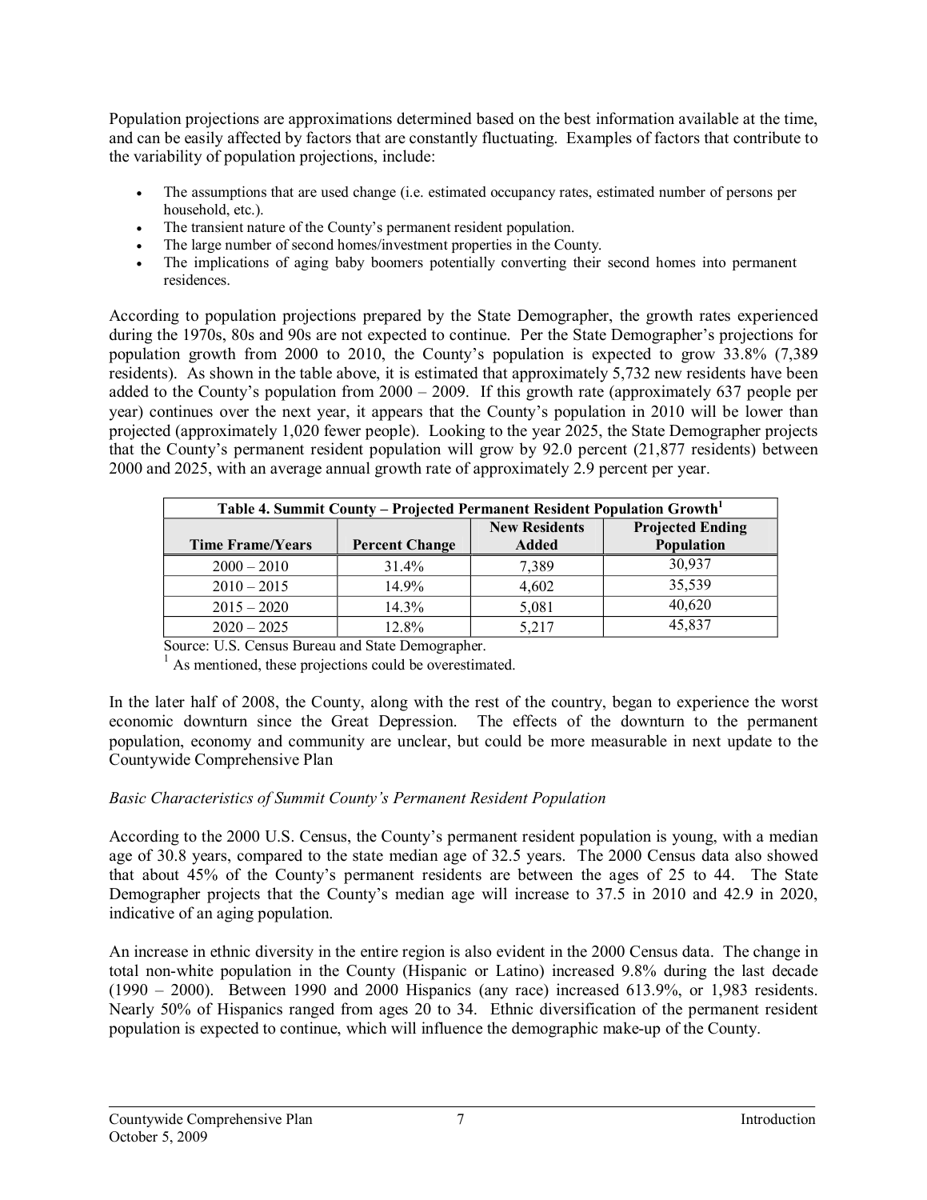Population projections are approximations determined based on the best information available at the time, and can be easily affected by factors that are constantly fluctuating. Examples of factors that contribute to the variability of population projections, include:

- The assumptions that are used change (i.e. estimated occupancy rates, estimated number of persons per household, etc.).
- The transient nature of the County's permanent resident population.
- The large number of second homes/investment properties in the County.
- The implications of aging baby boomers potentially converting their second homes into permanent residences.

According to population projections prepared by the State Demographer, the growth rates experienced during the 1970s, 80s and 90s are not expected to continue. Per the State Demographer's projections for population growth from 2000 to 2010, the County's population is expected to grow 33.8% (7,389 residents). As shown in the table above, it is estimated that approximately 5,732 new residents have been added to the County's population from 2000 – 2009. If this growth rate (approximately 637 people per year) continues over the next year, it appears that the County's population in 2010 will be lower than projected (approximately 1,020 fewer people). Looking to the year 2025, the State Demographer projects that the County's permanent resident population will grow by 92.0 percent (21,877 residents) between 2000 and 2025, with an average annual growth rate of approximately 2.9 percent per year.

**Table 4. Summit County – Projected Permanent Resident Population Growth[1]**

| Time Frame/Years | Percent Change | New Residents Added | Projected Ending Population |
|---|---|---|---|
| 2000 – 2010 | 31.4% | 7,389 | 30,937 |
| 2010 – 2015 | 14.9% | 4,602 | 35,539 |
| 2015 – 2020 | 14.3% | 5,081 | 40,620 |
| 2020 – 2025 | 12.8% | 5,217 | 45,837 |

Source: U.S. Census Bureau and State Demographer.

[1] As mentioned, these projections could be overestimated.

In the later half of 2008, the County, along with the rest of the country, began to experience the worst economic downturn since the Great Depression. The effects of the downturn to the permanent population, economy and community are unclear, but could be more measurable in next update to the Countywide Comprehensive Plan

*Basic Characteristics of Summit County's Permanent Resident Population*

According to the 2000 U.S. Census, the County's permanent resident population is young, with a median age of 30.8 years, compared to the state median age of 32.5 years. The 2000 Census data also showed that about 45% of the County's permanent residents are between the ages of 25 to 44. The State Demographer projects that the County's median age will increase to 37.5 in 2010 and 42.9 in 2020, indicative of an aging population.

An increase in ethnic diversity in the entire region is also evident in the 2000 Census data. The change in total non-white population in the County (Hispanic or Latino) increased 9.8% during the last decade (1990 – 2000). Between 1990 and 2000 Hispanics (any race) increased 613.9%, or 1,983 residents. Nearly 50% of Hispanics ranged from ages 20 to 34. Ethnic diversification of the permanent resident population is expected to continue, which will influence the demographic make-up of the County.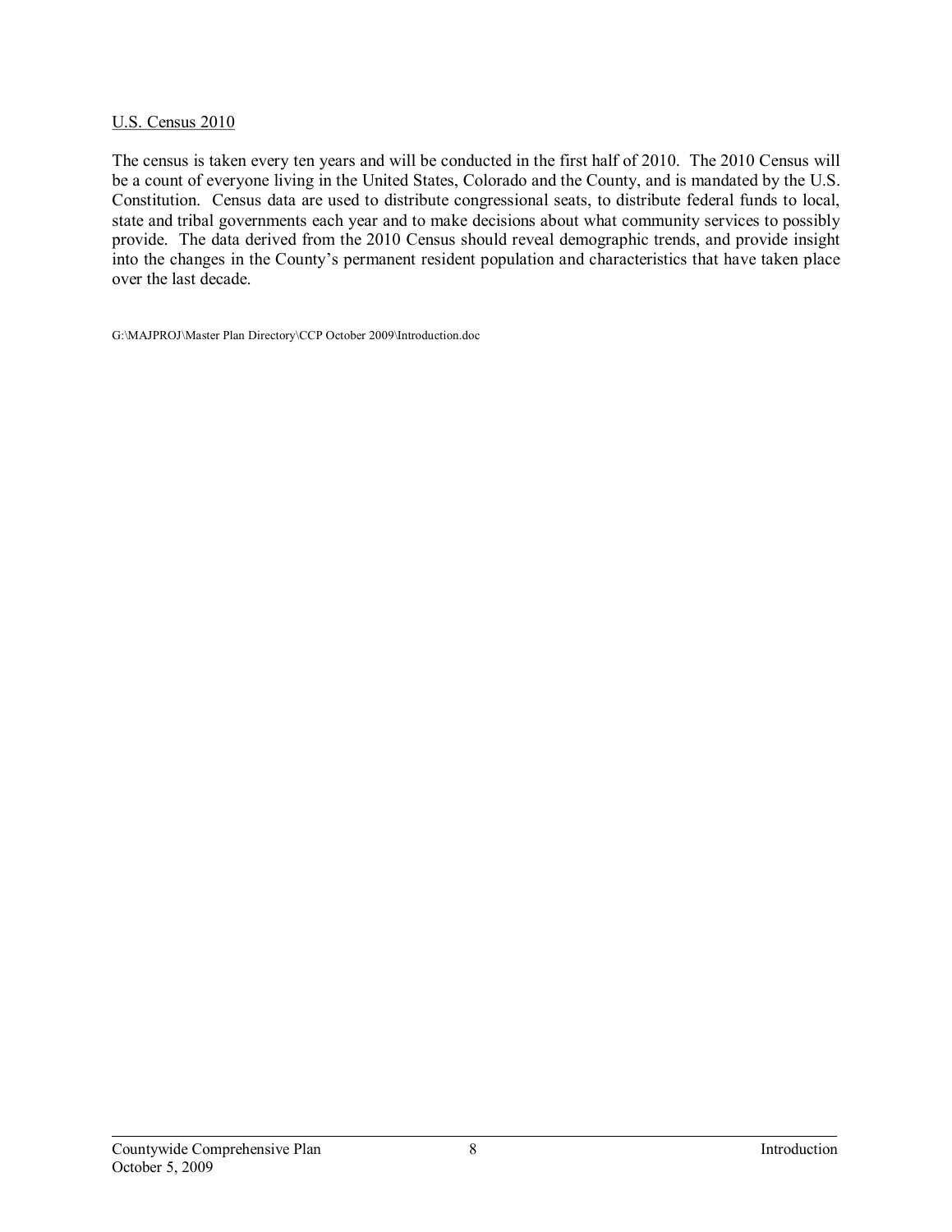U.S. Census 2010

The census is taken every ten years and will be conducted in the first half of 2010. The 2010 Census will be a count of everyone living in the United States, Colorado and the County, and is mandated by the U.S. Constitution. Census data are used to distribute congressional seats, to distribute federal funds to local, state and tribal governments each year and to make decisions about what community services to possibly provide. The data derived from the 2010 Census should reveal demographic trends, and provide insight into the changes in the County's permanent resident population and characteristics that have taken place over the last decade.

G:\MAJPROJ\Master Plan Directory\CCP October 2009\Introduction.doc